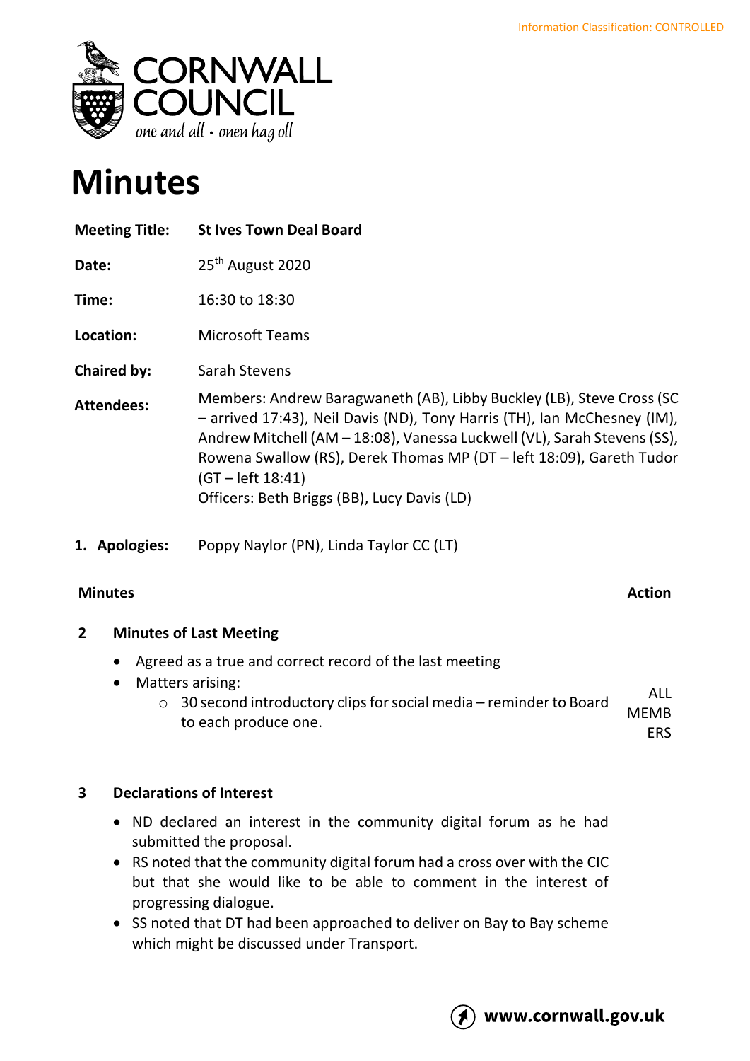Information Classification: CONTROLLED

CORNWALL COUNCIL

*one and all • onen hag oll*

# Minutes

| | |
|---|---|
| **Meeting Title:** | **St Ives Town Deal Board** |
| **Date:** | 25th August 2020 |
| **Time:** | 16:30 to 18:30 |
| **Location:** | Microsoft Teams |
| **Chaired by:** | Sarah Stevens |
| **Attendees:** | Members: Andrew Baragwaneth (AB), Libby Buckley (LB), Steve Cross (SC – arrived 17:43), Neil Davis (ND), Tony Harris (TH), Ian McChesney (IM), Andrew Mitchell (AM – 18:08), Vanessa Luckwell (VL), Sarah Stevens (SS), Rowena Swallow (RS), Derek Thomas MP (DT – left 18:09), Gareth Tudor (GT – left 18:41)<br>Officers: Beth Briggs (BB), Lucy Davis (LD) |

**1. Apologies:** Poppy Naylor (PN), Linda Taylor CC (LT)

| **Minutes** | **Action** |
|---|---|
| **2 Minutes of Last Meeting** | |
| • Agreed as a true and correct record of the last meeting | |
| • Matters arising:<br>○ 30 second introductory clips for social media – reminder to Board to each produce one. | ALL MEMBERS |
| **3 Declarations of Interest** | |
| • ND declared an interest in the community digital forum as he had submitted the proposal.<br>• RS noted that the community digital forum had a cross over with the CIC but that she would like to be able to comment in the interest of progressing dialogue.<br>• SS noted that DT had been approached to deliver on Bay to Bay scheme which might be discussed under Transport. | |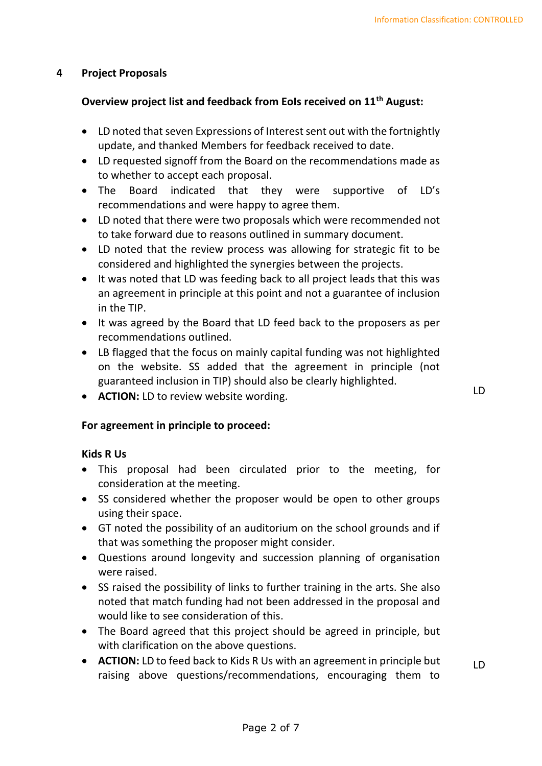## 4 Project Proposals

**Overview project list and feedback from EoIs received on 11th August:**

- LD noted that seven Expressions of Interest sent out with the fortnightly update, and thanked Members for feedback received to date.
- LD requested signoff from the Board on the recommendations made as to whether to accept each proposal.
- The Board indicated that they were supportive of LD's recommendations and were happy to agree them.
- LD noted that there were two proposals which were recommended not to take forward due to reasons outlined in summary document.
- LD noted that the review process was allowing for strategic fit to be considered and highlighted the synergies between the projects.
- It was noted that LD was feeding back to all project leads that this was an agreement in principle at this point and not a guarantee of inclusion in the TIP.
- It was agreed by the Board that LD feed back to the proposers as per recommendations outlined.
- LB flagged that the focus on mainly capital funding was not highlighted on the website. SS added that the agreement in principle (not guaranteed inclusion in TIP) should also be clearly highlighted.
- **ACTION:** LD to review website wording. LD

**For agreement in principle to proceed:**

**Kids R Us**

- This proposal had been circulated prior to the meeting, for consideration at the meeting.
- SS considered whether the proposer would be open to other groups using their space.
- GT noted the possibility of an auditorium on the school grounds and if that was something the proposer might consider.
- Questions around longevity and succession planning of organisation were raised.
- SS raised the possibility of links to further training in the arts. She also noted that match funding had not been addressed in the proposal and would like to see consideration of this.
- The Board agreed that this project should be agreed in principle, but with clarification on the above questions.
- **ACTION:** LD to feed back to Kids R Us with an agreement in principle but raising above questions/recommendations, encouraging them to LD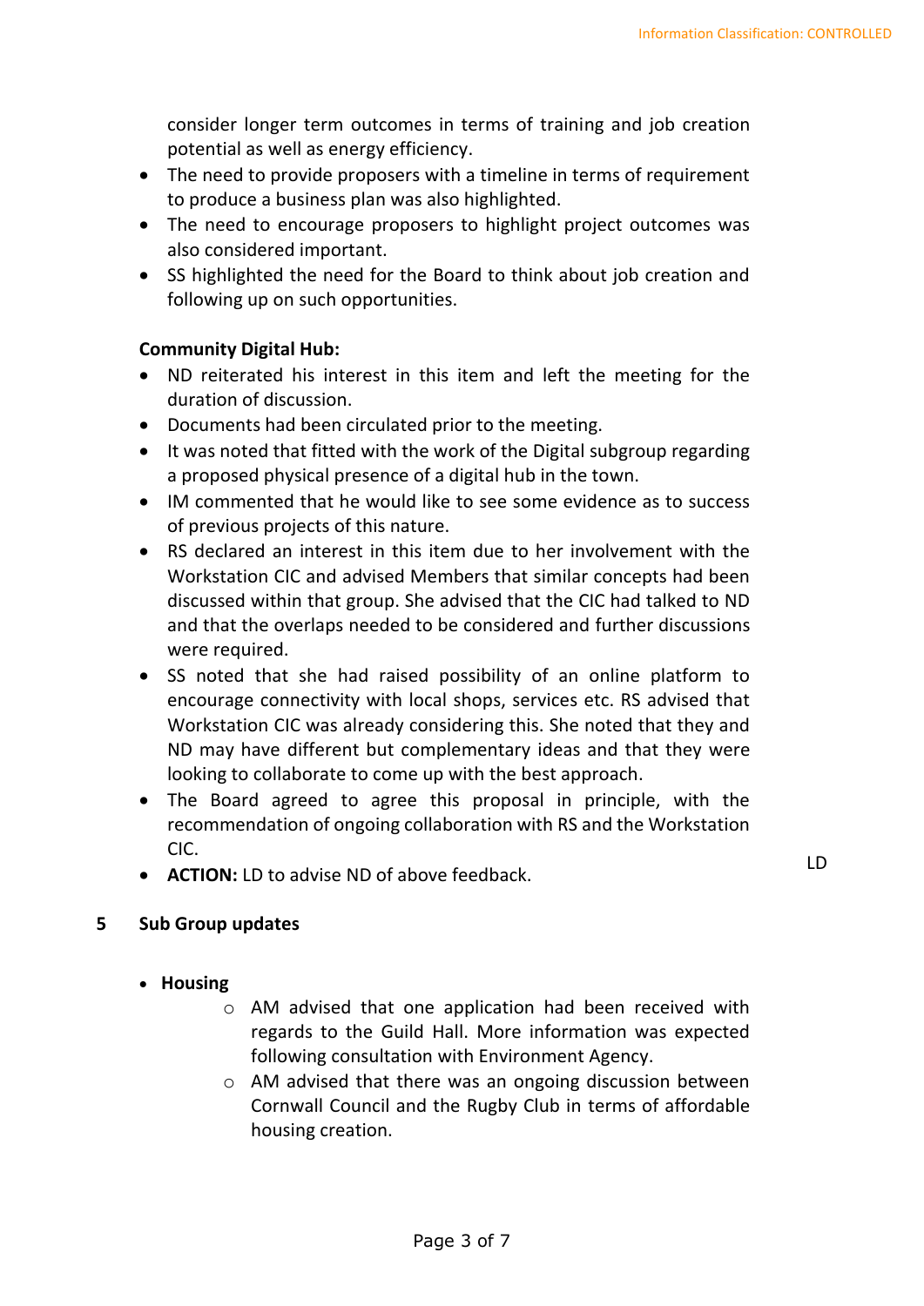consider longer term outcomes in terms of training and job creation potential as well as energy efficiency.

- The need to provide proposers with a timeline in terms of requirement to produce a business plan was also highlighted.
- The need to encourage proposers to highlight project outcomes was also considered important.
- SS highlighted the need for the Board to think about job creation and following up on such opportunities.

**Community Digital Hub:**

- ND reiterated his interest in this item and left the meeting for the duration of discussion.
- Documents had been circulated prior to the meeting.
- It was noted that fitted with the work of the Digital subgroup regarding a proposed physical presence of a digital hub in the town.
- IM commented that he would like to see some evidence as to success of previous projects of this nature.
- RS declared an interest in this item due to her involvement with the Workstation CIC and advised Members that similar concepts had been discussed within that group. She advised that the CIC had talked to ND and that the overlaps needed to be considered and further discussions were required.
- SS noted that she had raised possibility of an online platform to encourage connectivity with local shops, services etc. RS advised that Workstation CIC was already considering this. She noted that they and ND may have different but complementary ideas and that they were looking to collaborate to come up with the best approach.
- The Board agreed to agree this proposal in principle, with the recommendation of ongoing collaboration with RS and the Workstation CIC.
- **ACTION:** LD to advise ND of above feedback. — LD

## 5 Sub Group updates

- **Housing**
  - AM advised that one application had been received with regards to the Guild Hall. More information was expected following consultation with Environment Agency.
  - AM advised that there was an ongoing discussion between Cornwall Council and the Rugby Club in terms of affordable housing creation.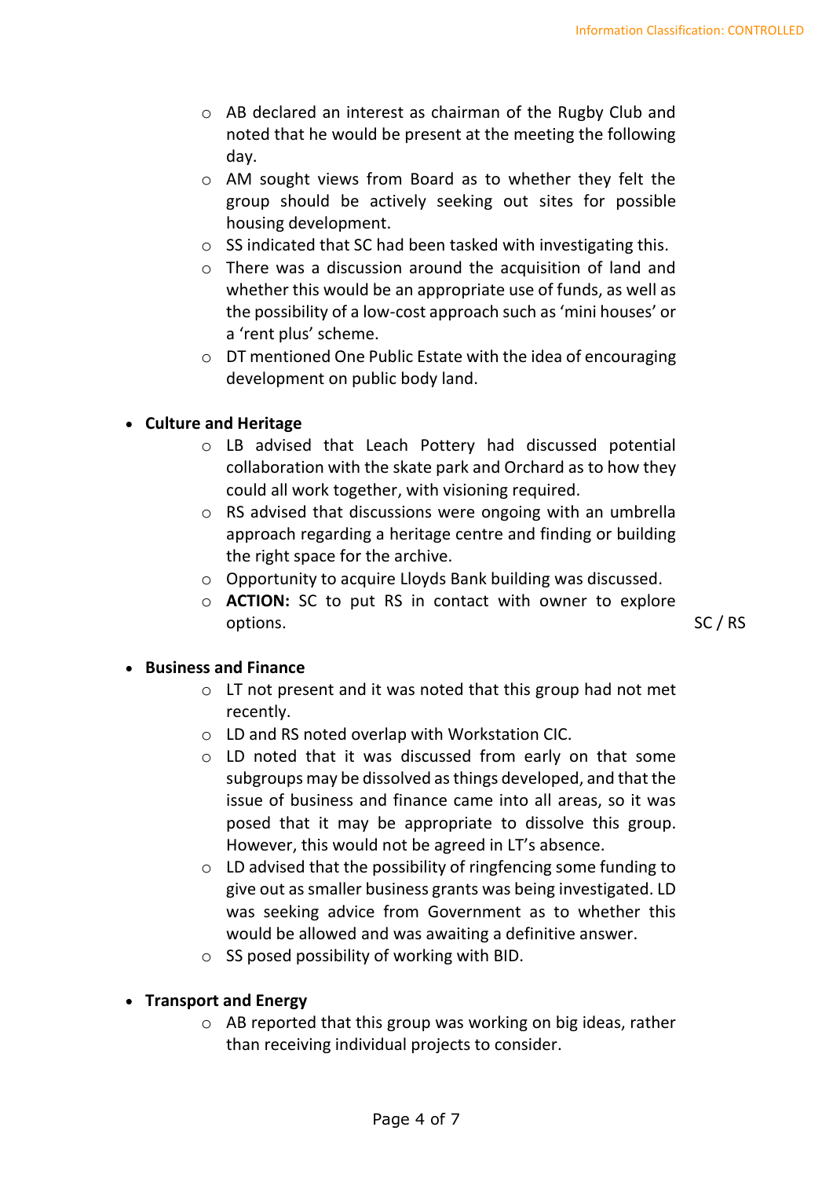- AB declared an interest as chairman of the Rugby Club and noted that he would be present at the meeting the following day.
- AM sought views from Board as to whether they felt the group should be actively seeking out sites for possible housing development.
- SS indicated that SC had been tasked with investigating this.
- There was a discussion around the acquisition of land and whether this would be an appropriate use of funds, as well as the possibility of a low-cost approach such as 'mini houses' or a 'rent plus' scheme.
- DT mentioned One Public Estate with the idea of encouraging development on public body land.

- **Culture and Heritage**
  - LB advised that Leach Pottery had discussed potential collaboration with the skate park and Orchard as to how they could all work together, with visioning required.
  - RS advised that discussions were ongoing with an umbrella approach regarding a heritage centre and finding or building the right space for the archive.
  - Opportunity to acquire Lloyds Bank building was discussed.
  - **ACTION:** SC to put RS in contact with owner to explore options. SC / RS

- **Business and Finance**
  - LT not present and it was noted that this group had not met recently.
  - LD and RS noted overlap with Workstation CIC.
  - LD noted that it was discussed from early on that some subgroups may be dissolved as things developed, and that the issue of business and finance came into all areas, so it was posed that it may be appropriate to dissolve this group. However, this would not be agreed in LT's absence.
  - LD advised that the possibility of ringfencing some funding to give out as smaller business grants was being investigated. LD was seeking advice from Government as to whether this would be allowed and was awaiting a definitive answer.
  - SS posed possibility of working with BID.

- **Transport and Energy**
  - AB reported that this group was working on big ideas, rather than receiving individual projects to consider.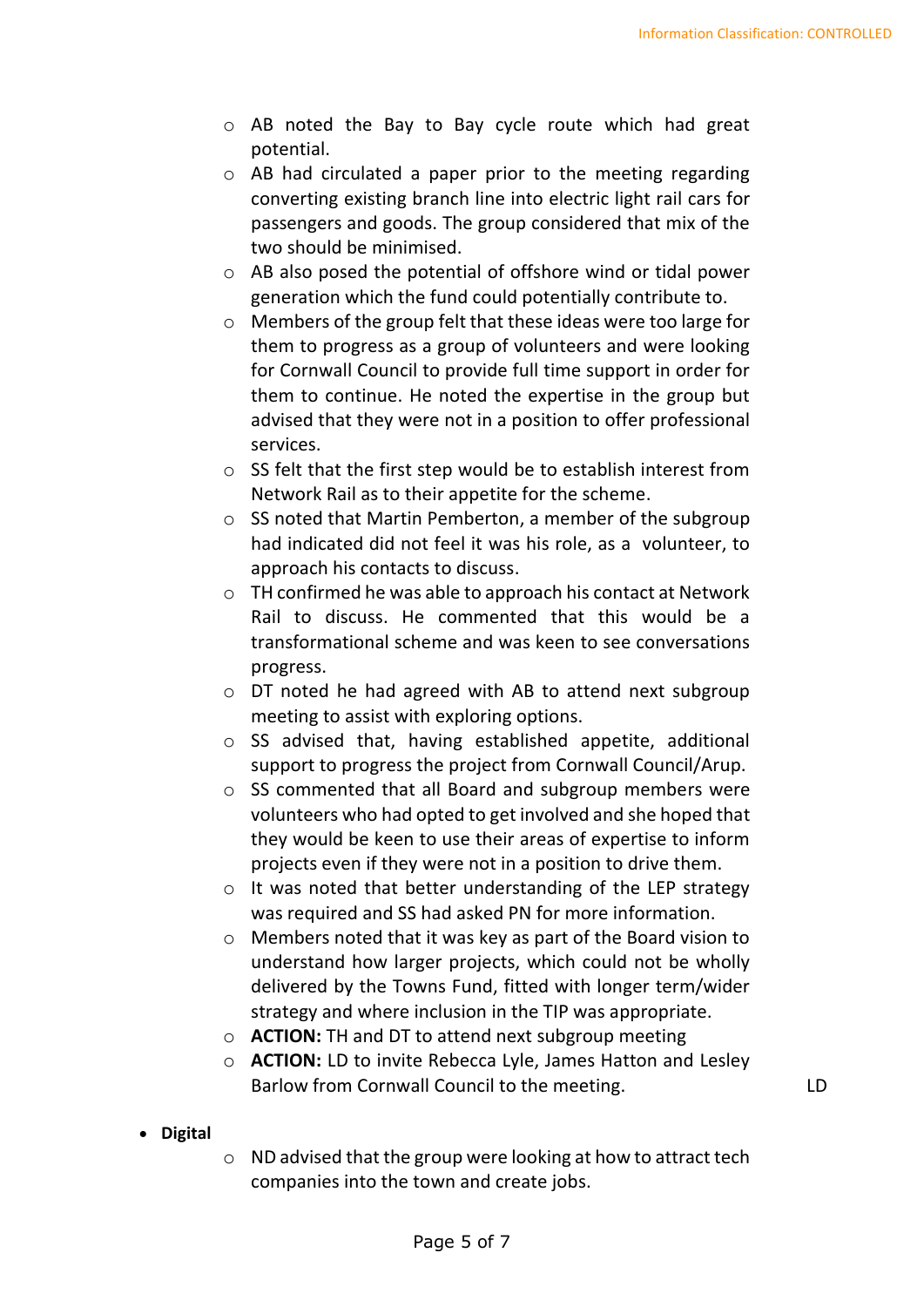- AB noted the Bay to Bay cycle route which had great potential.
- AB had circulated a paper prior to the meeting regarding converting existing branch line into electric light rail cars for passengers and goods. The group considered that mix of the two should be minimised.
- AB also posed the potential of offshore wind or tidal power generation which the fund could potentially contribute to.
- Members of the group felt that these ideas were too large for them to progress as a group of volunteers and were looking for Cornwall Council to provide full time support in order for them to continue. He noted the expertise in the group but advised that they were not in a position to offer professional services.
- SS felt that the first step would be to establish interest from Network Rail as to their appetite for the scheme.
- SS noted that Martin Pemberton, a member of the subgroup had indicated did not feel it was his role, as a volunteer, to approach his contacts to discuss.
- TH confirmed he was able to approach his contact at Network Rail to discuss. He commented that this would be a transformational scheme and was keen to see conversations progress.
- DT noted he had agreed with AB to attend next subgroup meeting to assist with exploring options.
- SS advised that, having established appetite, additional support to progress the project from Cornwall Council/Arup.
- SS commented that all Board and subgroup members were volunteers who had opted to get involved and she hoped that they would be keen to use their areas of expertise to inform projects even if they were not in a position to drive them.
- It was noted that better understanding of the LEP strategy was required and SS had asked PN for more information.
- Members noted that it was key as part of the Board vision to understand how larger projects, which could not be wholly delivered by the Towns Fund, fitted with longer term/wider strategy and where inclusion in the TIP was appropriate.
- **ACTION:** TH and DT to attend next subgroup meeting
- **ACTION:** LD to invite Rebecca Lyle, James Hatton and Lesley Barlow from Cornwall Council to the meeting. LD

- **Digital**
  - ND advised that the group were looking at how to attract tech companies into the town and create jobs.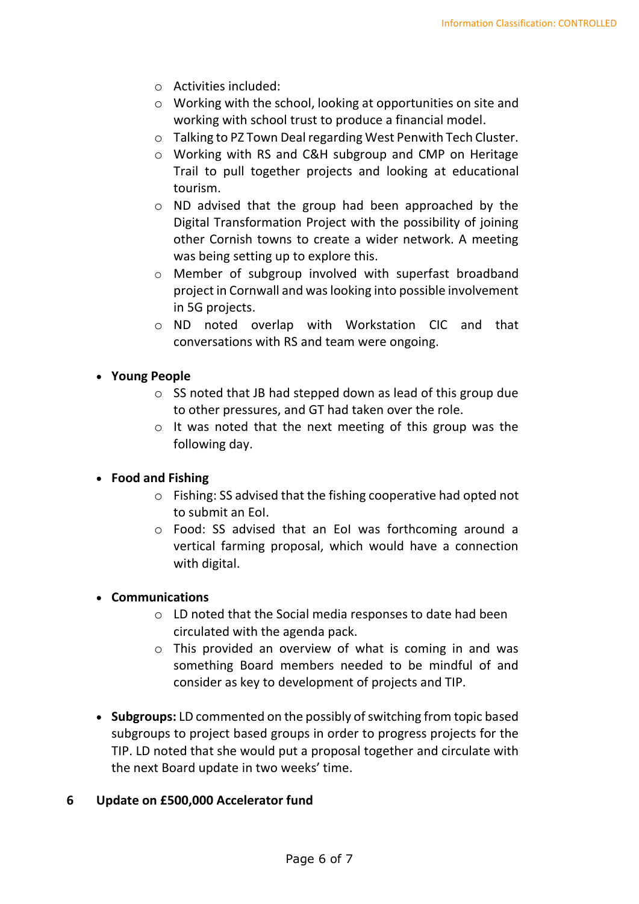- Activities included:
  - Working with the school, looking at opportunities on site and working with school trust to produce a financial model.
  - Talking to PZ Town Deal regarding West Penwith Tech Cluster.
  - Working with RS and C&H subgroup and CMP on Heritage Trail to pull together projects and looking at educational tourism.
  - ND advised that the group had been approached by the Digital Transformation Project with the possibility of joining other Cornish towns to create a wider network. A meeting was being setting up to explore this.
  - Member of subgroup involved with superfast broadband project in Cornwall and was looking into possible involvement in 5G projects.
  - ND noted overlap with Workstation CIC and that conversations with RS and team were ongoing.

- **Young People**
  - SS noted that JB had stepped down as lead of this group due to other pressures, and GT had taken over the role.
  - It was noted that the next meeting of this group was the following day.

- **Food and Fishing**
  - Fishing: SS advised that the fishing cooperative had opted not to submit an EoI.
  - Food: SS advised that an EoI was forthcoming around a vertical farming proposal, which would have a connection with digital.

- **Communications**
  - LD noted that the Social media responses to date had been circulated with the agenda pack.
  - This provided an overview of what is coming in and was something Board members needed to be mindful of and consider as key to development of projects and TIP.

- **Subgroups:** LD commented on the possibly of switching from topic based subgroups to project based groups in order to progress projects for the TIP. LD noted that she would put a proposal together and circulate with the next Board update in two weeks' time.

## 6 Update on £500,000 Accelerator fund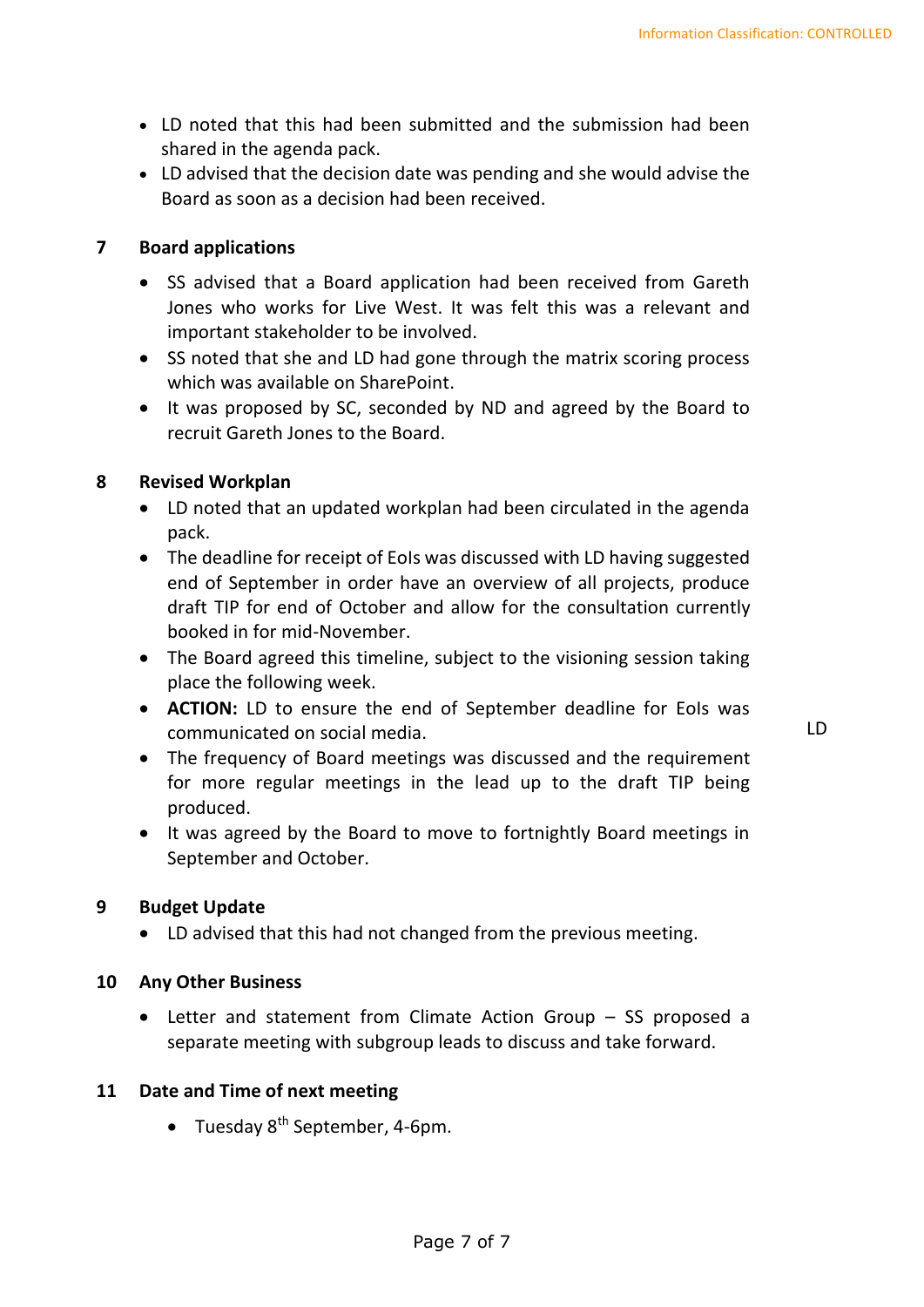- LD noted that this had been submitted and the submission had been shared in the agenda pack.
- LD advised that the decision date was pending and she would advise the Board as soon as a decision had been received.

## 7 Board applications

- SS advised that a Board application had been received from Gareth Jones who works for Live West. It was felt this was a relevant and important stakeholder to be involved.
- SS noted that she and LD had gone through the matrix scoring process which was available on SharePoint.
- It was proposed by SC, seconded by ND and agreed by the Board to recruit Gareth Jones to the Board.

## 8 Revised Workplan

- LD noted that an updated workplan had been circulated in the agenda pack.
- The deadline for receipt of EoIs was discussed with LD having suggested end of September in order have an overview of all projects, produce draft TIP for end of October and allow for the consultation currently booked in for mid-November.
- The Board agreed this timeline, subject to the visioning session taking place the following week.
- **ACTION:** LD to ensure the end of September deadline for EoIs was communicated on social media. — LD
- The frequency of Board meetings was discussed and the requirement for more regular meetings in the lead up to the draft TIP being produced.
- It was agreed by the Board to move to fortnightly Board meetings in September and October.

## 9 Budget Update

- LD advised that this had not changed from the previous meeting.

## 10 Any Other Business

- Letter and statement from Climate Action Group – SS proposed a separate meeting with subgroup leads to discuss and take forward.

## 11 Date and Time of next meeting

- Tuesday 8th September, 4-6pm.